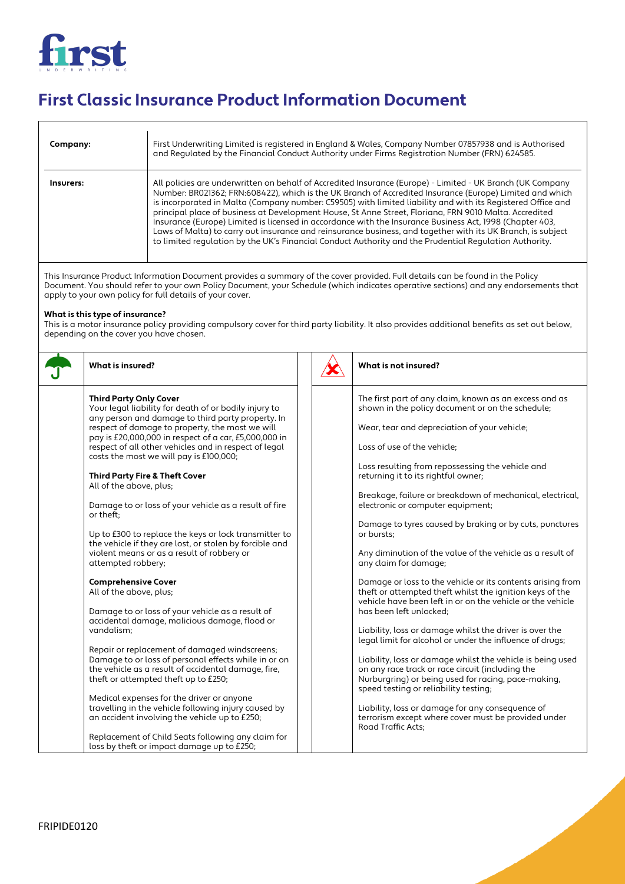# First Classic Insurance Product Information Document

| | |
|---|---|
| **Company:** | First Underwriting Limited is registered in England & Wales, Company Number 07857938 and is Authorised and Regulated by the Financial Conduct Authority under Firms Registration Number (FRN) 624585. |
| **Insurers:** | All policies are underwritten on behalf of Accredited Insurance (Europe) - Limited - UK Branch (UK Company Number: BR021362; FRN:608422), which is the UK Branch of Accredited Insurance (Europe) Limited and which is incorporated in Malta (Company number: C59505) with limited liability and with its Registered Office and principal place of business at Development House, St Anne Street, Floriana, FRN 9010 Malta. Accredited Insurance (Europe) Limited is licensed in accordance with the Insurance Business Act, 1998 (Chapter 403, Laws of Malta) to carry out insurance and reinsurance business, and together with its UK Branch, is subject to limited regulation by the UK's Financial Conduct Authority and the Prudential Regulation Authority. |

This Insurance Product Information Document provides a summary of the cover provided. Full details can be found in the Policy Document. You should refer to your own Policy Document, your Schedule (which indicates operative sections) and any endorsements that apply to your own policy for full details of your cover.

**What is this type of insurance?**
This is a motor insurance policy providing compulsory cover for third party liability. It also provides additional benefits as set out below, depending on the cover you have chosen.

## What is insured?

**Third Party Only Cover**
Your legal liability for death of or bodily injury to any person and damage to third party property. In respect of damage to property, the most we will pay is £20,000,000 in respect of a car, £5,000,000 in respect of all other vehicles and in respect of legal costs the most we will pay is £100,000;

**Third Party Fire & Theft Cover**
All of the above, plus;

Damage to or loss of your vehicle as a result of fire or theft;

Up to £300 to replace the keys or lock transmitter to the vehicle if they are lost, or stolen by forcible and violent means or as a result of robbery or attempted robbery;

**Comprehensive Cover**
All of the above, plus;

Damage to or loss of your vehicle as a result of accidental damage, malicious damage, flood or vandalism;

Repair or replacement of damaged windscreens;
Damage to or loss of personal effects while in or on the vehicle as a result of accidental damage, fire, theft or attempted theft up to £250;

Medical expenses for the driver or anyone travelling in the vehicle following injury caused by an accident involving the vehicle up to £250;

Replacement of Child Seats following any claim for loss by theft or impact damage up to £250;

## What is not insured?

The first part of any claim, known as an excess and as shown in the policy document or on the schedule;

Wear, tear and depreciation of your vehicle;

Loss of use of the vehicle;

Loss resulting from repossessing the vehicle and returning it to its rightful owner;

Breakage, failure or breakdown of mechanical, electrical, electronic or computer equipment;

Damage to tyres caused by braking or by cuts, punctures or bursts;

Any diminution of the value of the vehicle as a result of any claim for damage;

Damage or loss to the vehicle or its contents arising from theft or attempted theft whilst the ignition keys of the vehicle have been left in or on the vehicle or the vehicle has been left unlocked;

Liability, loss or damage whilst the driver is over the legal limit for alcohol or under the influence of drugs;

Liability, loss or damage whilst the vehicle is being used on any race track or race circuit (including the Nurburgring) or being used for racing, pace-making, speed testing or reliability testing;

Liability, loss or damage for any consequence of terrorism except where cover must be provided under Road Traffic Acts;

FRIPIDE0120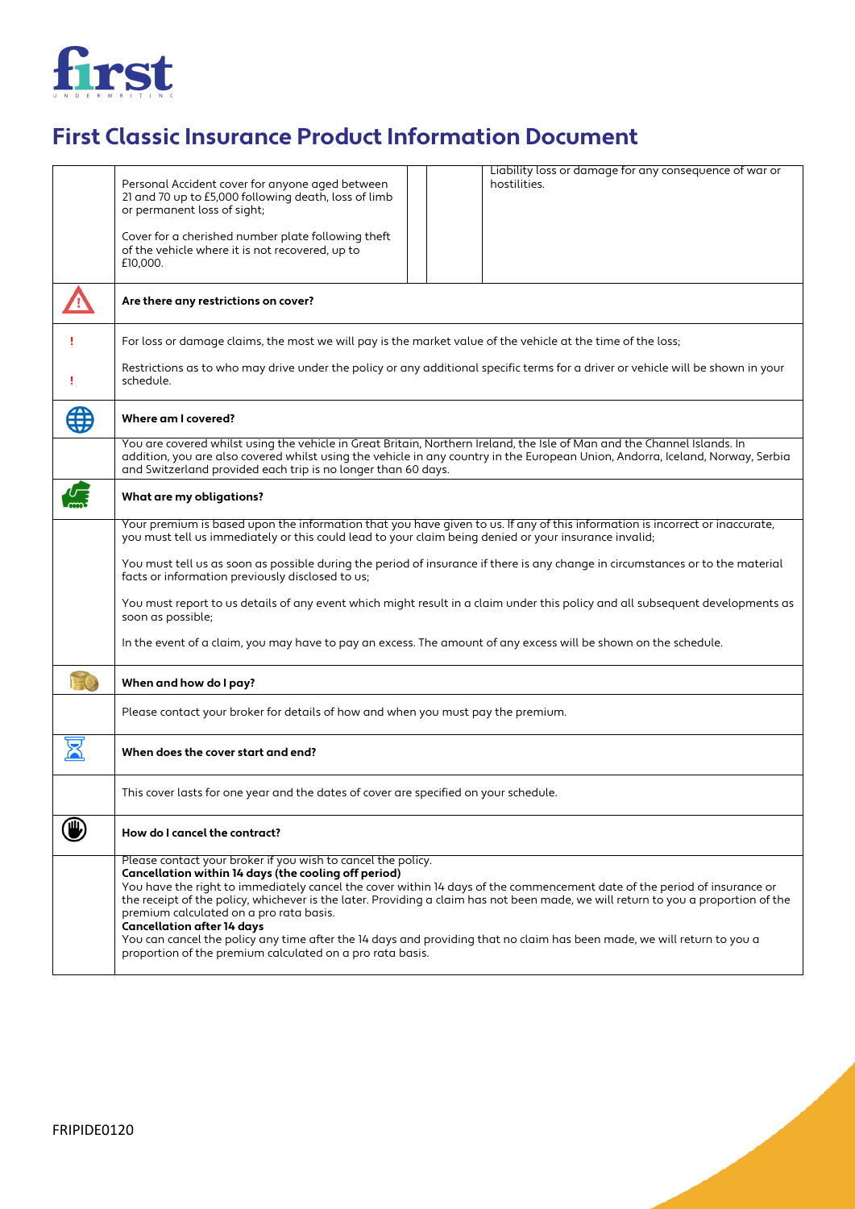# First Classic Insurance Product Information Document

| | | | | |
|---|---|---|---|---|
| | Personal Accident cover for anyone aged between 21 and 70 up to £5,000 following death, loss of limb or permanent loss of sight;<br><br>Cover for a cherished number plate following theft of the vehicle where it is not recovered, up to £10,000. | | | Liability loss or damage for any consequence of war or hostilities. |

| | |
|---|---|
| | **Are there any restrictions on cover?** |
| ! | For loss or damage claims, the most we will pay is the market value of the vehicle at the time of the loss; |
| ! | Restrictions as to who may drive under the policy or any additional specific terms for a driver or vehicle will be shown in your schedule. |
| | **Where am I covered?** |
| | You are covered whilst using the vehicle in Great Britain, Northern Ireland, the Isle of Man and the Channel Islands. In addition, you are also covered whilst using the vehicle in any country in the European Union, Andorra, Iceland, Norway, Serbia and Switzerland provided each trip is no longer than 60 days. |
| | **What are my obligations?** |
| | Your premium is based upon the information that you have given to us. If any of this information is incorrect or inaccurate, you must tell us immediately or this could lead to your claim being denied or your insurance invalid;<br><br>You must tell us as soon as possible during the period of insurance if there is any change in circumstances or to the material facts or information previously disclosed to us;<br><br>You must report to us details of any event which might result in a claim under this policy and all subsequent developments as soon as possible;<br><br>In the event of a claim, you may have to pay an excess. The amount of any excess will be shown on the schedule. |
| | **When and how do I pay?** |
| | Please contact your broker for details of how and when you must pay the premium. |
| | **When does the cover start and end?** |
| | This cover lasts for one year and the dates of cover are specified on your schedule. |
| | **How do I cancel the contract?** |
| | Please contact your broker if you wish to cancel the policy.<br>**Cancellation within 14 days (the cooling off period)**<br>You have the right to immediately cancel the cover within 14 days of the commencement date of the period of insurance or the receipt of the policy, whichever is the later. Providing a claim has not been made, we will return to you a proportion of the premium calculated on a pro rata basis.<br>**Cancellation after 14 days**<br>You can cancel the policy any time after the 14 days and providing that no claim has been made, we will return to you a proportion of the premium calculated on a pro rata basis. |

FRIPIDE0120